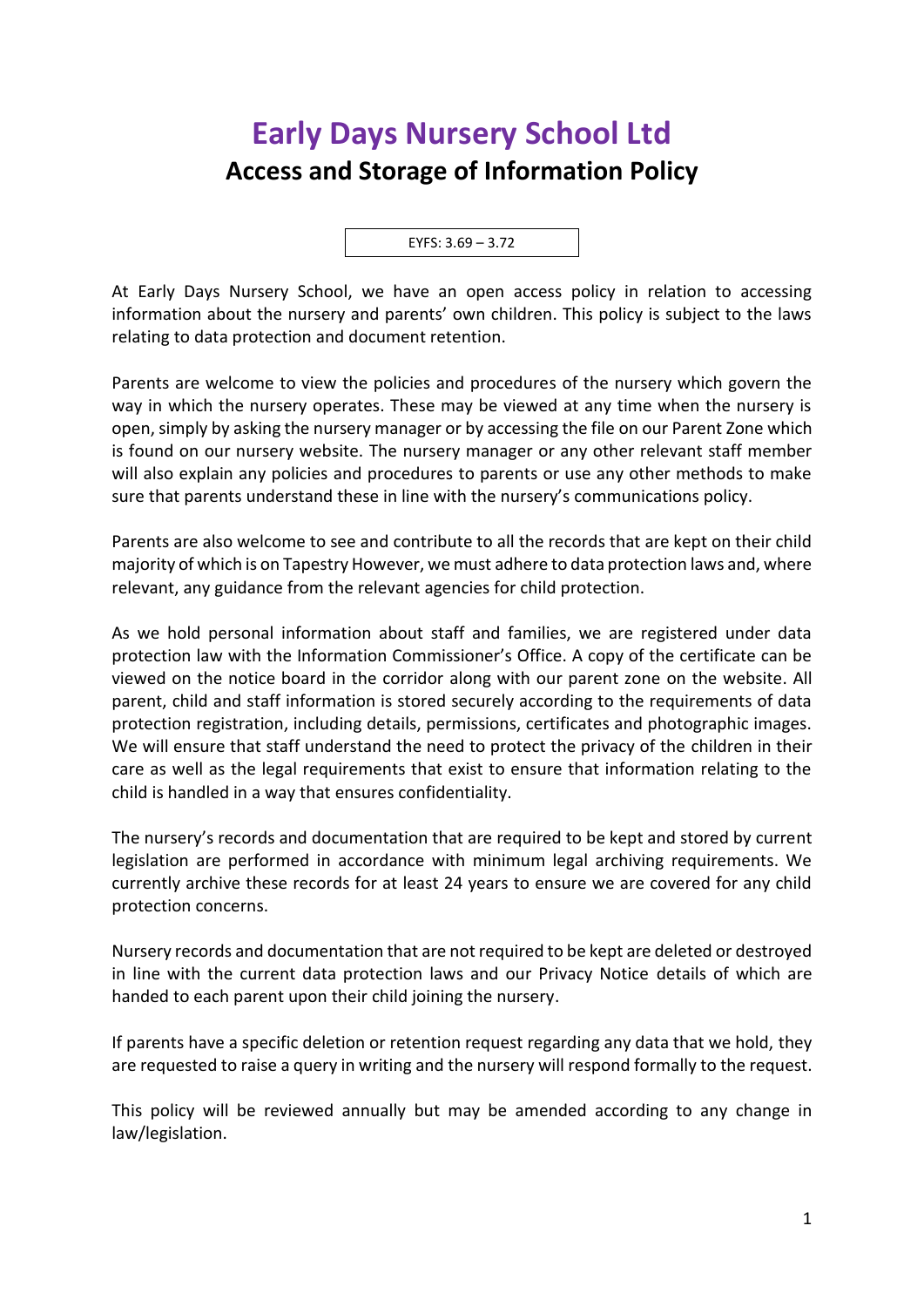# Early Days Nursery School Ltd

## Access and Storage of Information Policy

EYFS: 3.69 – 3.72

At Early Days Nursery School, we have an open access policy in relation to accessing information about the nursery and parents' own children. This policy is subject to the laws relating to data protection and document retention.

Parents are welcome to view the policies and procedures of the nursery which govern the way in which the nursery operates. These may be viewed at any time when the nursery is open, simply by asking the nursery manager or by accessing the file on our Parent Zone which is found on our nursery website. The nursery manager or any other relevant staff member will also explain any policies and procedures to parents or use any other methods to make sure that parents understand these in line with the nursery's communications policy.

Parents are also welcome to see and contribute to all the records that are kept on their child majority of which is on Tapestry However, we must adhere to data protection laws and, where relevant, any guidance from the relevant agencies for child protection.

As we hold personal information about staff and families, we are registered under data protection law with the Information Commissioner's Office. A copy of the certificate can be viewed on the notice board in the corridor along with our parent zone on the website. All parent, child and staff information is stored securely according to the requirements of data protection registration, including details, permissions, certificates and photographic images. We will ensure that staff understand the need to protect the privacy of the children in their care as well as the legal requirements that exist to ensure that information relating to the child is handled in a way that ensures confidentiality.

The nursery's records and documentation that are required to be kept and stored by current legislation are performed in accordance with minimum legal archiving requirements. We currently archive these records for at least 24 years to ensure we are covered for any child protection concerns.

Nursery records and documentation that are not required to be kept are deleted or destroyed in line with the current data protection laws and our Privacy Notice details of which are handed to each parent upon their child joining the nursery.

If parents have a specific deletion or retention request regarding any data that we hold, they are requested to raise a query in writing and the nursery will respond formally to the request.

This policy will be reviewed annually but may be amended according to any change in law/legislation.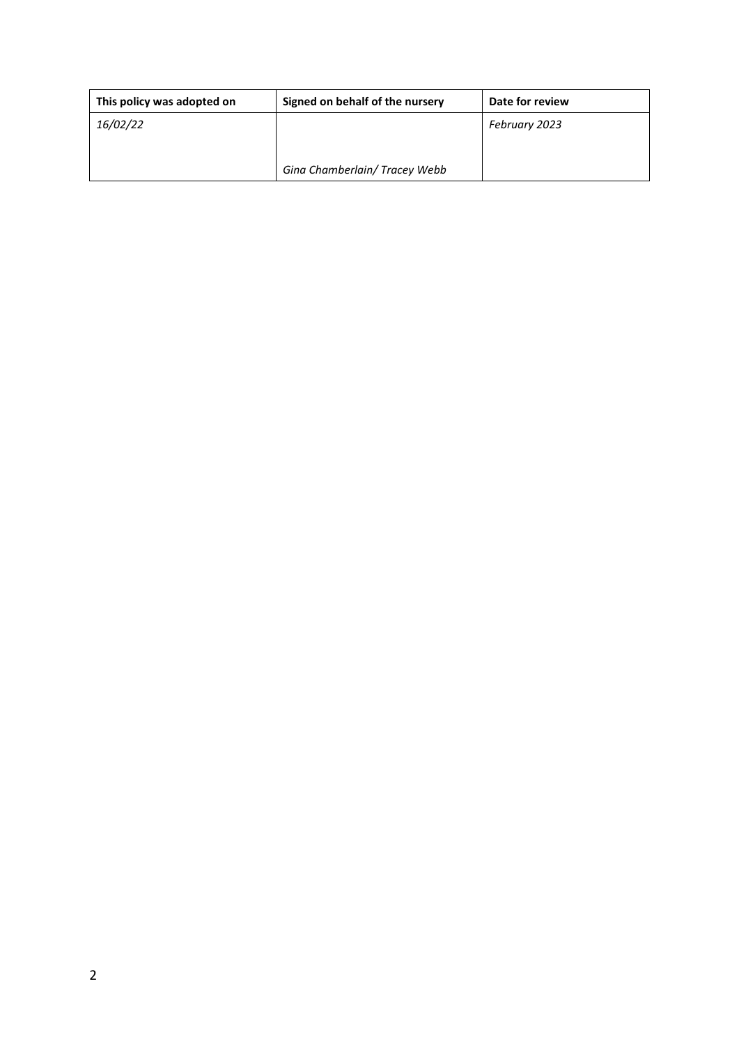| This policy was adopted on | Signed on behalf of the nursery | Date for review |
|---|---|---|
| *16/02/22* | *Gina Chamberlain/ Tracey Webb* | *February 2023* |